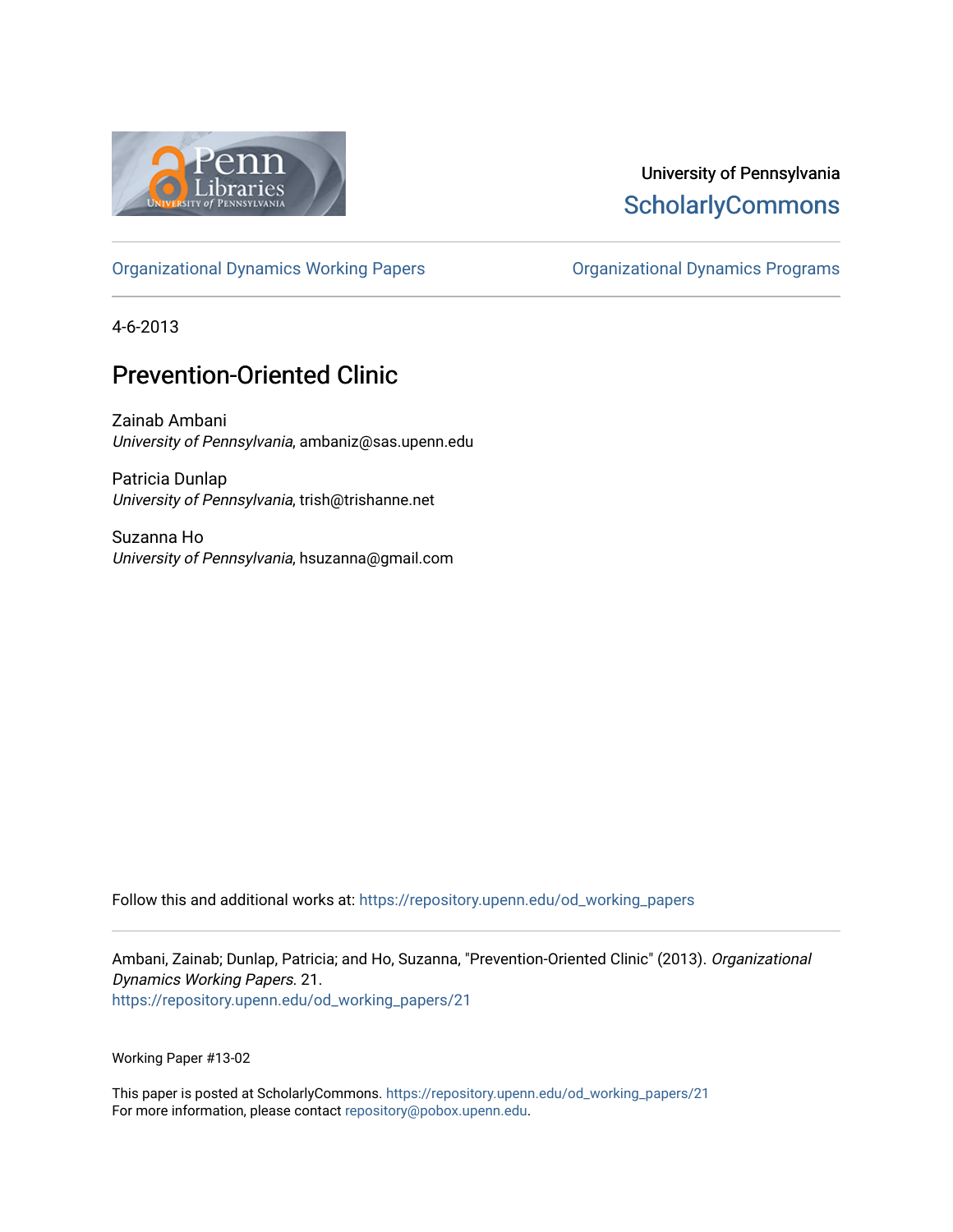University of Pennsylvania
ScholarlyCommons

Organizational Dynamics Working Papers | Organizational Dynamics Programs

4-6-2013

# Prevention-Oriented Clinic

Zainab Ambani
*University of Pennsylvania*, ambaniz@sas.upenn.edu

Patricia Dunlap
*University of Pennsylvania*, trish@trishanne.net

Suzanna Ho
*University of Pennsylvania*, hsuzanna@gmail.com

Follow this and additional works at: https://repository.upenn.edu/od_working_papers

Ambani, Zainab; Dunlap, Patricia; and Ho, Suzanna, "Prevention-Oriented Clinic" (2013). *Organizational Dynamics Working Papers*. 21.
https://repository.upenn.edu/od_working_papers/21

Working Paper #13-02

This paper is posted at ScholarlyCommons. https://repository.upenn.edu/od_working_papers/21
For more information, please contact repository@pobox.upenn.edu.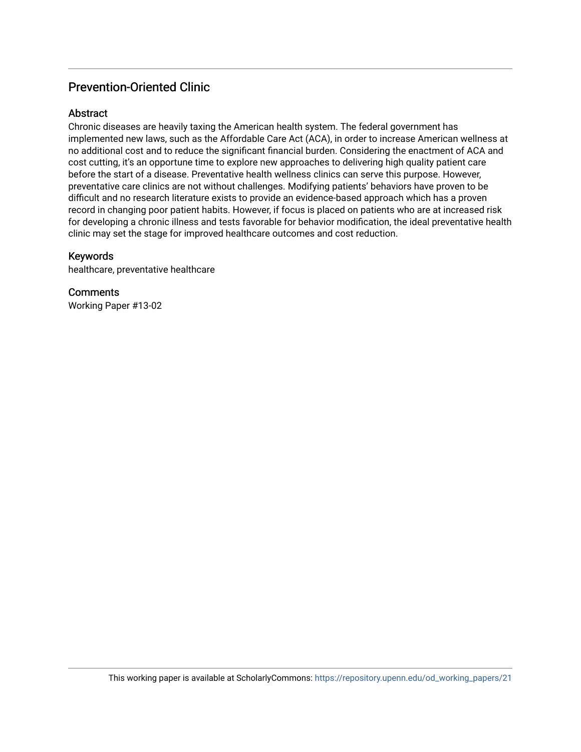# Prevention-Oriented Clinic

## Abstract

Chronic diseases are heavily taxing the American health system. The federal government has implemented new laws, such as the Affordable Care Act (ACA), in order to increase American wellness at no additional cost and to reduce the significant financial burden. Considering the enactment of ACA and cost cutting, it's an opportune time to explore new approaches to delivering high quality patient care before the start of a disease. Preventative health wellness clinics can serve this purpose. However, preventative care clinics are not without challenges. Modifying patients' behaviors have proven to be difficult and no research literature exists to provide an evidence-based approach which has a proven record in changing poor patient habits. However, if focus is placed on patients who are at increased risk for developing a chronic illness and tests favorable for behavior modification, the ideal preventative health clinic may set the stage for improved healthcare outcomes and cost reduction.

## Keywords

healthcare, preventative healthcare

## Comments

Working Paper #13-02

This working paper is available at ScholarlyCommons: https://repository.upenn.edu/od_working_papers/21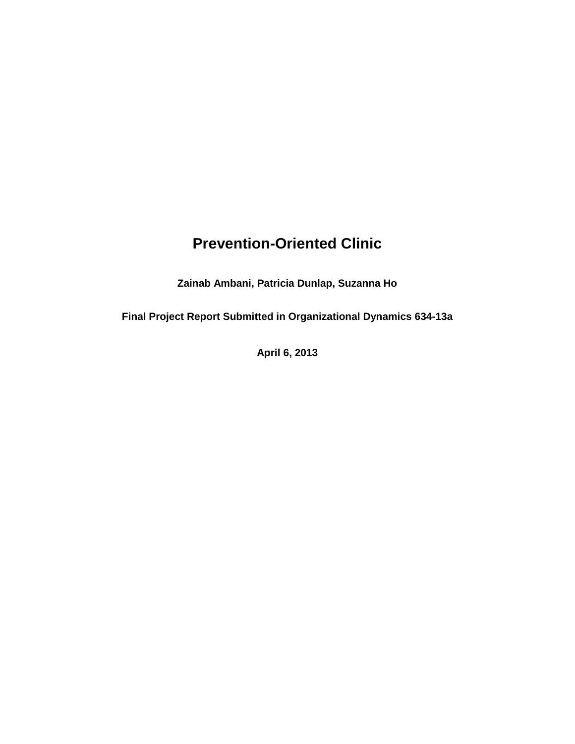# Prevention-Oriented Clinic

**Zainab Ambani, Patricia Dunlap, Suzanna Ho**

**Final Project Report Submitted in Organizational Dynamics 634-13a**

**April 6, 2013**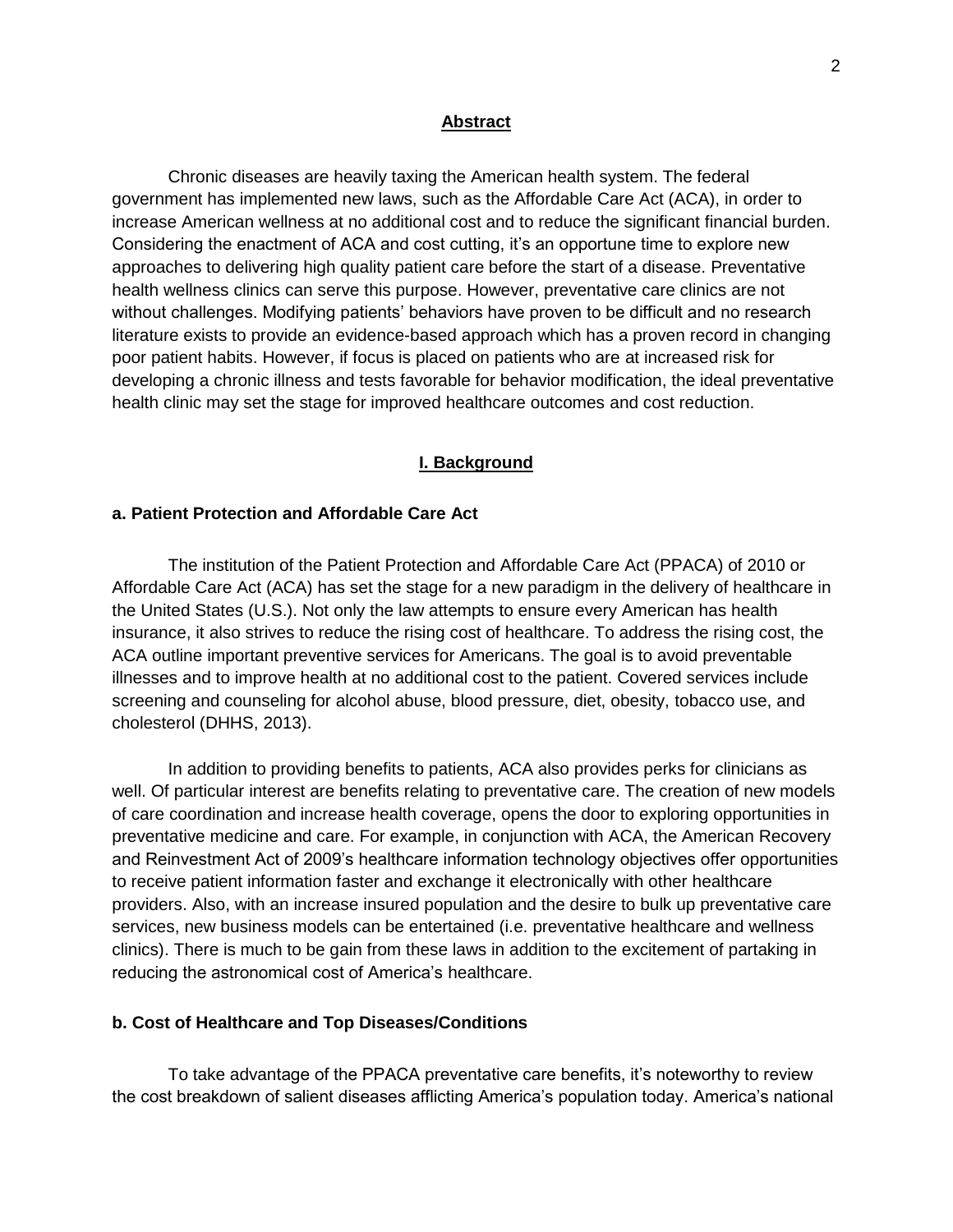## Abstract

Chronic diseases are heavily taxing the American health system. The federal government has implemented new laws, such as the Affordable Care Act (ACA), in order to increase American wellness at no additional cost and to reduce the significant financial burden. Considering the enactment of ACA and cost cutting, it's an opportune time to explore new approaches to delivering high quality patient care before the start of a disease. Preventative health wellness clinics can serve this purpose. However, preventative care clinics are not without challenges. Modifying patients' behaviors have proven to be difficult and no research literature exists to provide an evidence-based approach which has a proven record in changing poor patient habits. However, if focus is placed on patients who are at increased risk for developing a chronic illness and tests favorable for behavior modification, the ideal preventative health clinic may set the stage for improved healthcare outcomes and cost reduction.

## I. Background

### a. Patient Protection and Affordable Care Act

The institution of the Patient Protection and Affordable Care Act (PPACA) of 2010 or Affordable Care Act (ACA) has set the stage for a new paradigm in the delivery of healthcare in the United States (U.S.). Not only the law attempts to ensure every American has health insurance, it also strives to reduce the rising cost of healthcare. To address the rising cost, the ACA outline important preventive services for Americans. The goal is to avoid preventable illnesses and to improve health at no additional cost to the patient. Covered services include screening and counseling for alcohol abuse, blood pressure, diet, obesity, tobacco use, and cholesterol (DHHS, 2013).

In addition to providing benefits to patients, ACA also provides perks for clinicians as well. Of particular interest are benefits relating to preventative care. The creation of new models of care coordination and increase health coverage, opens the door to exploring opportunities in preventative medicine and care. For example, in conjunction with ACA, the American Recovery and Reinvestment Act of 2009's healthcare information technology objectives offer opportunities to receive patient information faster and exchange it electronically with other healthcare providers. Also, with an increase insured population and the desire to bulk up preventative care services, new business models can be entertained (i.e. preventative healthcare and wellness clinics). There is much to be gain from these laws in addition to the excitement of partaking in reducing the astronomical cost of America's healthcare.

### b. Cost of Healthcare and Top Diseases/Conditions

To take advantage of the PPACA preventative care benefits, it's noteworthy to review the cost breakdown of salient diseases afflicting America's population today. America's national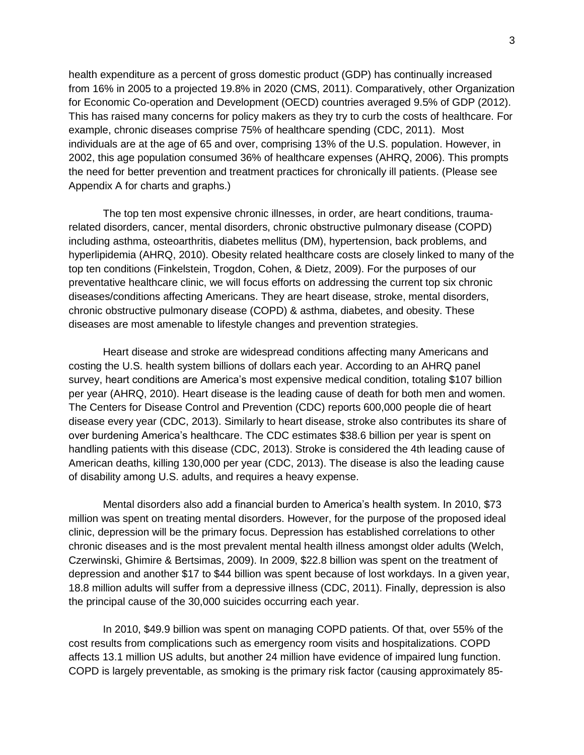health expenditure as a percent of gross domestic product (GDP) has continually increased from 16% in 2005 to a projected 19.8% in 2020 (CMS, 2011). Comparatively, other Organization for Economic Co-operation and Development (OECD) countries averaged 9.5% of GDP (2012). This has raised many concerns for policy makers as they try to curb the costs of healthcare. For example, chronic diseases comprise 75% of healthcare spending (CDC, 2011). Most individuals are at the age of 65 and over, comprising 13% of the U.S. population. However, in 2002, this age population consumed 36% of healthcare expenses (AHRQ, 2006). This prompts the need for better prevention and treatment practices for chronically ill patients. (Please see Appendix A for charts and graphs.)

The top ten most expensive chronic illnesses, in order, are heart conditions, trauma-related disorders, cancer, mental disorders, chronic obstructive pulmonary disease (COPD) including asthma, osteoarthritis, diabetes mellitus (DM), hypertension, back problems, and hyperlipidemia (AHRQ, 2010). Obesity related healthcare costs are closely linked to many of the top ten conditions (Finkelstein, Trogdon, Cohen, & Dietz, 2009). For the purposes of our preventative healthcare clinic, we will focus efforts on addressing the current top six chronic diseases/conditions affecting Americans. They are heart disease, stroke, mental disorders, chronic obstructive pulmonary disease (COPD) & asthma, diabetes, and obesity. These diseases are most amenable to lifestyle changes and prevention strategies.

Heart disease and stroke are widespread conditions affecting many Americans and costing the U.S. health system billions of dollars each year. According to an AHRQ panel survey, heart conditions are America's most expensive medical condition, totaling $107 billion per year (AHRQ, 2010). Heart disease is the leading cause of death for both men and women. The Centers for Disease Control and Prevention (CDC) reports 600,000 people die of heart disease every year (CDC, 2013). Similarly to heart disease, stroke also contributes its share of over burdening America's healthcare. The CDC estimates $38.6 billion per year is spent on handling patients with this disease (CDC, 2013). Stroke is considered the 4th leading cause of American deaths, killing 130,000 per year (CDC, 2013). The disease is also the leading cause of disability among U.S. adults, and requires a heavy expense.

Mental disorders also add a financial burden to America's health system. In 2010, $73 million was spent on treating mental disorders. However, for the purpose of the proposed ideal clinic, depression will be the primary focus. Depression has established correlations to other chronic diseases and is the most prevalent mental health illness amongst older adults (Welch, Czerwinski, Ghimire & Bertsimas, 2009). In 2009, $22.8 billion was spent on the treatment of depression and another $17 to $44 billion was spent because of lost workdays. In a given year, 18.8 million adults will suffer from a depressive illness (CDC, 2011). Finally, depression is also the principal cause of the 30,000 suicides occurring each year.

In 2010, $49.9 billion was spent on managing COPD patients. Of that, over 55% of the cost results from complications such as emergency room visits and hospitalizations. COPD affects 13.1 million US adults, but another 24 million have evidence of impaired lung function. COPD is largely preventable, as smoking is the primary risk factor (causing approximately 85-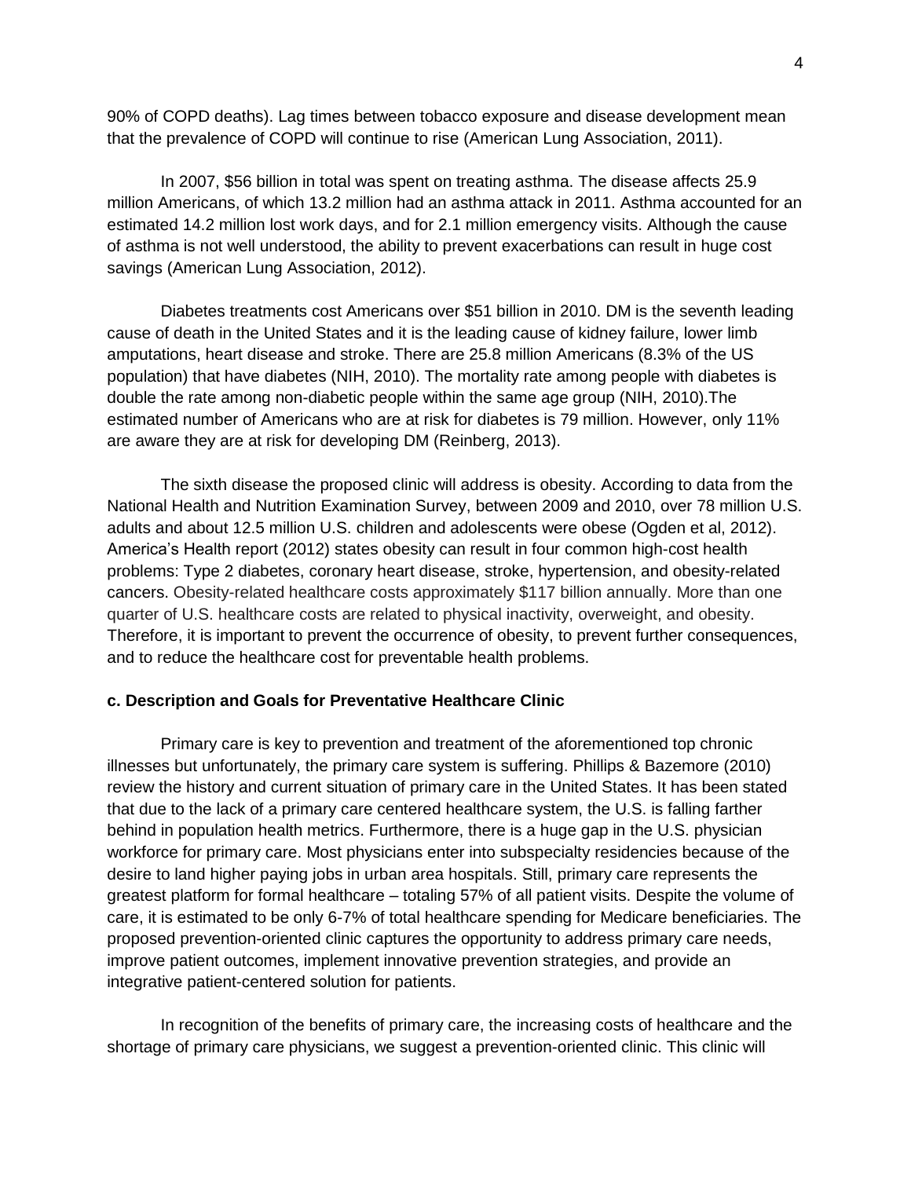90% of COPD deaths). Lag times between tobacco exposure and disease development mean that the prevalence of COPD will continue to rise (American Lung Association, 2011).

In 2007, $56 billion in total was spent on treating asthma. The disease affects 25.9 million Americans, of which 13.2 million had an asthma attack in 2011. Asthma accounted for an estimated 14.2 million lost work days, and for 2.1 million emergency visits. Although the cause of asthma is not well understood, the ability to prevent exacerbations can result in huge cost savings (American Lung Association, 2012).

Diabetes treatments cost Americans over $51 billion in 2010. DM is the seventh leading cause of death in the United States and it is the leading cause of kidney failure, lower limb amputations, heart disease and stroke. There are 25.8 million Americans (8.3% of the US population) that have diabetes (NIH, 2010). The mortality rate among people with diabetes is double the rate among non-diabetic people within the same age group (NIH, 2010).The estimated number of Americans who are at risk for diabetes is 79 million. However, only 11% are aware they are at risk for developing DM (Reinberg, 2013).

The sixth disease the proposed clinic will address is obesity. According to data from the National Health and Nutrition Examination Survey, between 2009 and 2010, over 78 million U.S. adults and about 12.5 million U.S. children and adolescents were obese (Ogden et al, 2012). America's Health report (2012) states obesity can result in four common high-cost health problems: Type 2 diabetes, coronary heart disease, stroke, hypertension, and obesity-related cancers. Obesity-related healthcare costs approximately $117 billion annually. More than one quarter of U.S. healthcare costs are related to physical inactivity, overweight, and obesity. Therefore, it is important to prevent the occurrence of obesity, to prevent further consequences, and to reduce the healthcare cost for preventable health problems.

**c. Description and Goals for Preventative Healthcare Clinic**

Primary care is key to prevention and treatment of the aforementioned top chronic illnesses but unfortunately, the primary care system is suffering. Phillips & Bazemore (2010) review the history and current situation of primary care in the United States. It has been stated that due to the lack of a primary care centered healthcare system, the U.S. is falling farther behind in population health metrics. Furthermore, there is a huge gap in the U.S. physician workforce for primary care. Most physicians enter into subspecialty residencies because of the desire to land higher paying jobs in urban area hospitals. Still, primary care represents the greatest platform for formal healthcare – totaling 57% of all patient visits. Despite the volume of care, it is estimated to be only 6-7% of total healthcare spending for Medicare beneficiaries. The proposed prevention-oriented clinic captures the opportunity to address primary care needs, improve patient outcomes, implement innovative prevention strategies, and provide an integrative patient-centered solution for patients.

In recognition of the benefits of primary care, the increasing costs of healthcare and the shortage of primary care physicians, we suggest a prevention-oriented clinic. This clinic will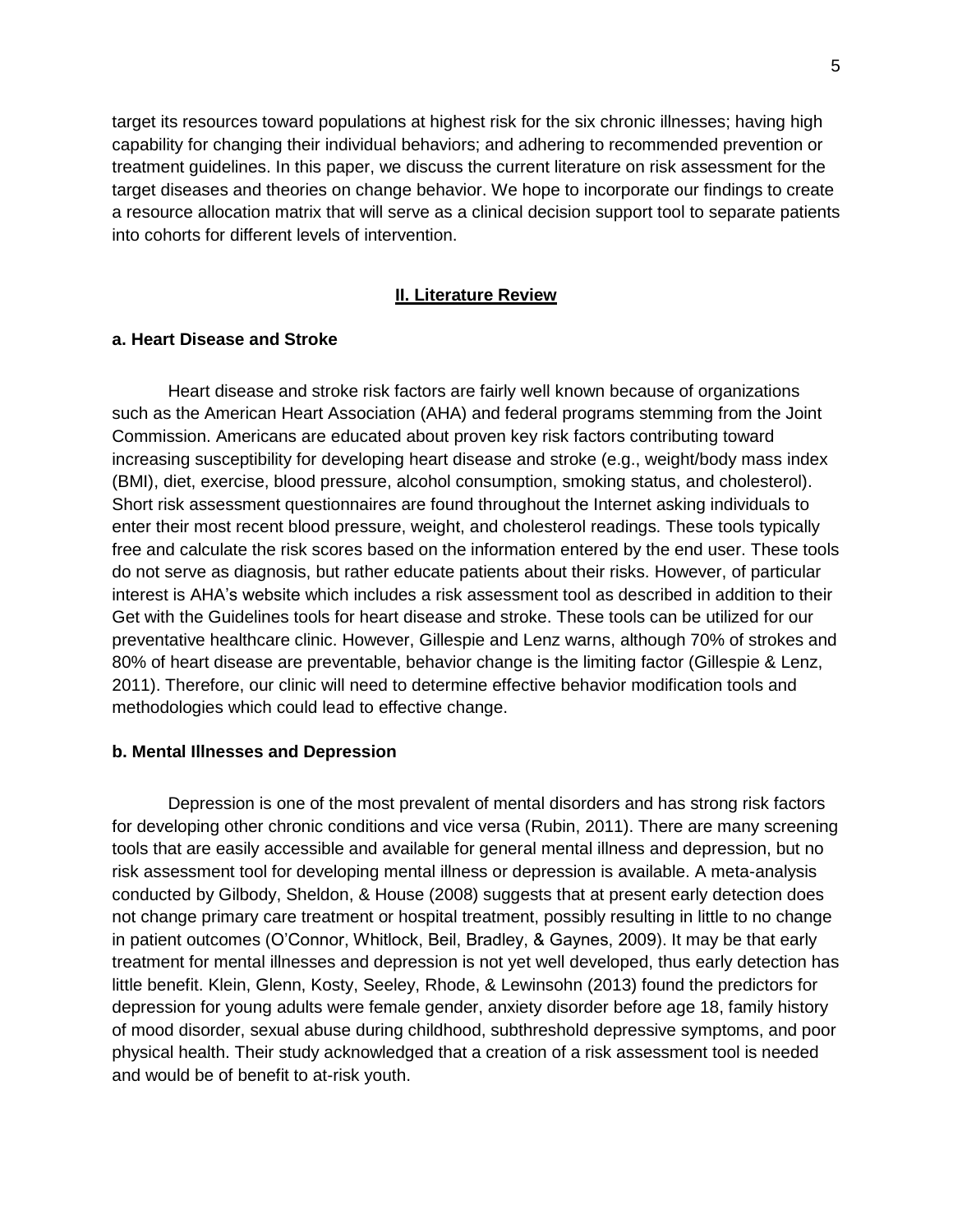target its resources toward populations at highest risk for the six chronic illnesses; having high capability for changing their individual behaviors; and adhering to recommended prevention or treatment guidelines. In this paper, we discuss the current literature on risk assessment for the target diseases and theories on change behavior. We hope to incorporate our findings to create a resource allocation matrix that will serve as a clinical decision support tool to separate patients into cohorts for different levels of intervention.

## II. Literature Review

### a. Heart Disease and Stroke

Heart disease and stroke risk factors are fairly well known because of organizations such as the American Heart Association (AHA) and federal programs stemming from the Joint Commission. Americans are educated about proven key risk factors contributing toward increasing susceptibility for developing heart disease and stroke (e.g., weight/body mass index (BMI), diet, exercise, blood pressure, alcohol consumption, smoking status, and cholesterol). Short risk assessment questionnaires are found throughout the Internet asking individuals to enter their most recent blood pressure, weight, and cholesterol readings. These tools typically free and calculate the risk scores based on the information entered by the end user. These tools do not serve as diagnosis, but rather educate patients about their risks. However, of particular interest is AHA's website which includes a risk assessment tool as described in addition to their Get with the Guidelines tools for heart disease and stroke. These tools can be utilized for our preventative healthcare clinic. However, Gillespie and Lenz warns, although 70% of strokes and 80% of heart disease are preventable, behavior change is the limiting factor (Gillespie & Lenz, 2011). Therefore, our clinic will need to determine effective behavior modification tools and methodologies which could lead to effective change.

### b. Mental Illnesses and Depression

Depression is one of the most prevalent of mental disorders and has strong risk factors for developing other chronic conditions and vice versa (Rubin, 2011). There are many screening tools that are easily accessible and available for general mental illness and depression, but no risk assessment tool for developing mental illness or depression is available. A meta-analysis conducted by Gilbody, Sheldon, & House (2008) suggests that at present early detection does not change primary care treatment or hospital treatment, possibly resulting in little to no change in patient outcomes (O'Connor, Whitlock, Beil, Bradley, & Gaynes, 2009). It may be that early treatment for mental illnesses and depression is not yet well developed, thus early detection has little benefit. Klein, Glenn, Kosty, Seeley, Rhode, & Lewinsohn (2013) found the predictors for depression for young adults were female gender, anxiety disorder before age 18, family history of mood disorder, sexual abuse during childhood, subthreshold depressive symptoms, and poor physical health. Their study acknowledged that a creation of a risk assessment tool is needed and would be of benefit to at-risk youth.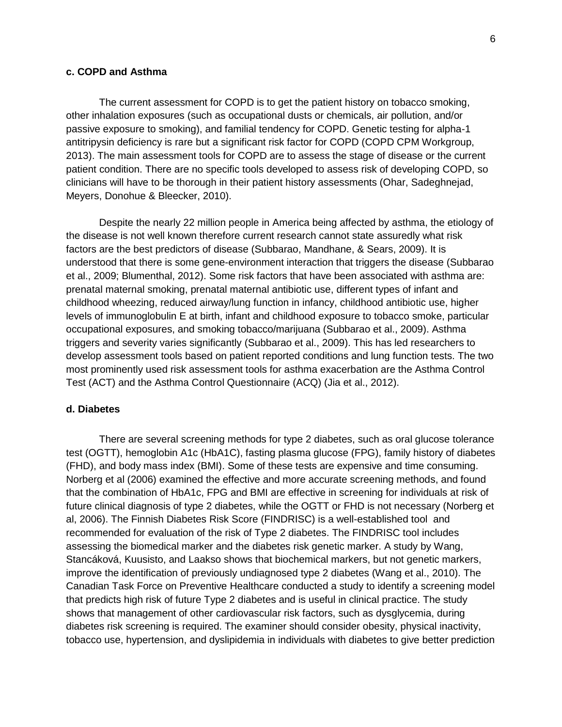**c. COPD and Asthma**

The current assessment for COPD is to get the patient history on tobacco smoking, other inhalation exposures (such as occupational dusts or chemicals, air pollution, and/or passive exposure to smoking), and familial tendency for COPD. Genetic testing for alpha-1 antitripysin deficiency is rare but a significant risk factor for COPD (COPD CPM Workgroup, 2013). The main assessment tools for COPD are to assess the stage of disease or the current patient condition. There are no specific tools developed to assess risk of developing COPD, so clinicians will have to be thorough in their patient history assessments (Ohar, Sadeghnejad, Meyers, Donohue & Bleecker, 2010).

Despite the nearly 22 million people in America being affected by asthma, the etiology of the disease is not well known therefore current research cannot state assuredly what risk factors are the best predictors of disease (Subbarao, Mandhane, & Sears, 2009). It is understood that there is some gene-environment interaction that triggers the disease (Subbarao et al., 2009; Blumenthal, 2012). Some risk factors that have been associated with asthma are: prenatal maternal smoking, prenatal maternal antibiotic use, different types of infant and childhood wheezing, reduced airway/lung function in infancy, childhood antibiotic use, higher levels of immunoglobulin E at birth, infant and childhood exposure to tobacco smoke, particular occupational exposures, and smoking tobacco/marijuana (Subbarao et al., 2009). Asthma triggers and severity varies significantly (Subbarao et al., 2009). This has led researchers to develop assessment tools based on patient reported conditions and lung function tests. The two most prominently used risk assessment tools for asthma exacerbation are the Asthma Control Test (ACT) and the Asthma Control Questionnaire (ACQ) (Jia et al., 2012).

**d. Diabetes**

There are several screening methods for type 2 diabetes, such as oral glucose tolerance test (OGTT), hemoglobin A1c (HbA1C), fasting plasma glucose (FPG), family history of diabetes (FHD), and body mass index (BMI). Some of these tests are expensive and time consuming. Norberg et al (2006) examined the effective and more accurate screening methods, and found that the combination of HbA1c, FPG and BMI are effective in screening for individuals at risk of future clinical diagnosis of type 2 diabetes, while the OGTT or FHD is not necessary (Norberg et al, 2006). The Finnish Diabetes Risk Score (FINDRISC) is a well-established tool and recommended for evaluation of the risk of Type 2 diabetes. The FINDRISC tool includes assessing the biomedical marker and the diabetes risk genetic marker. A study by Wang, Stancáková, Kuusisto, and Laakso shows that biochemical markers, but not genetic markers, improve the identification of previously undiagnosed type 2 diabetes (Wang et al., 2010). The Canadian Task Force on Preventive Healthcare conducted a study to identify a screening model that predicts high risk of future Type 2 diabetes and is useful in clinical practice. The study shows that management of other cardiovascular risk factors, such as dysglycemia, during diabetes risk screening is required. The examiner should consider obesity, physical inactivity, tobacco use, hypertension, and dyslipidemia in individuals with diabetes to give better prediction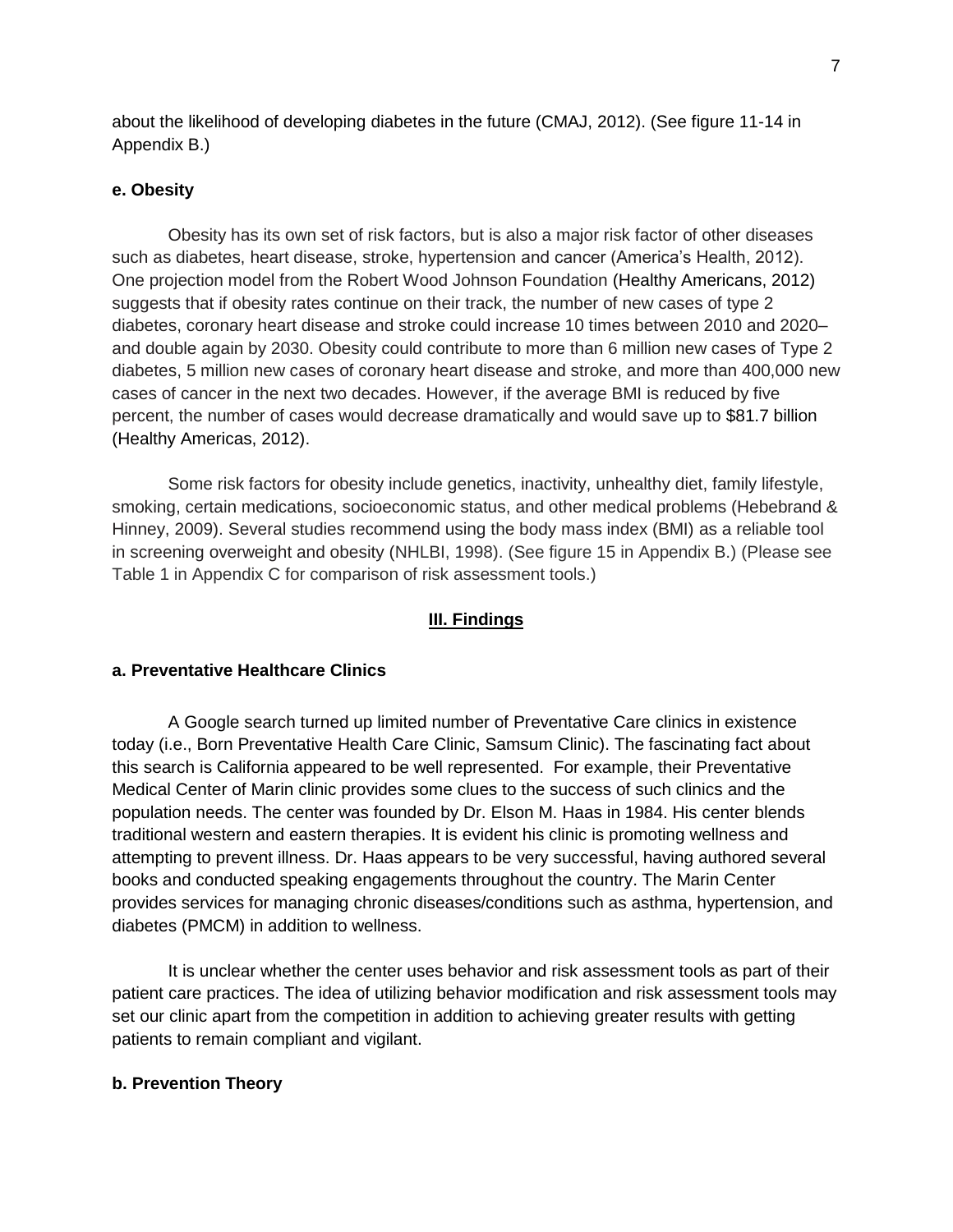about the likelihood of developing diabetes in the future (CMAJ, 2012). (See figure 11-14 in Appendix B.)

### e. Obesity

Obesity has its own set of risk factors, but is also a major risk factor of other diseases such as diabetes, heart disease, stroke, hypertension and cancer (America's Health, 2012). One projection model from the Robert Wood Johnson Foundation (Healthy Americans, 2012) suggests that if obesity rates continue on their track, the number of new cases of type 2 diabetes, coronary heart disease and stroke could increase 10 times between 2010 and 2020– and double again by 2030. Obesity could contribute to more than 6 million new cases of Type 2 diabetes, 5 million new cases of coronary heart disease and stroke, and more than 400,000 new cases of cancer in the next two decades. However, if the average BMI is reduced by five percent, the number of cases would decrease dramatically and would save up to $81.7 billion (Healthy Americas, 2012).

Some risk factors for obesity include genetics, inactivity, unhealthy diet, family lifestyle, smoking, certain medications, socioeconomic status, and other medical problems (Hebebrand & Hinney, 2009). Several studies recommend using the body mass index (BMI) as a reliable tool in screening overweight and obesity (NHLBI, 1998). (See figure 15 in Appendix B.) (Please see Table 1 in Appendix C for comparison of risk assessment tools.)

## III. Findings

### a. Preventative Healthcare Clinics

A Google search turned up limited number of Preventative Care clinics in existence today (i.e., Born Preventative Health Care Clinic, Samsum Clinic). The fascinating fact about this search is California appeared to be well represented. For example, their Preventative Medical Center of Marin clinic provides some clues to the success of such clinics and the population needs. The center was founded by Dr. Elson M. Haas in 1984. His center blends traditional western and eastern therapies. It is evident his clinic is promoting wellness and attempting to prevent illness. Dr. Haas appears to be very successful, having authored several books and conducted speaking engagements throughout the country. The Marin Center provides services for managing chronic diseases/conditions such as asthma, hypertension, and diabetes (PMCM) in addition to wellness.

It is unclear whether the center uses behavior and risk assessment tools as part of their patient care practices. The idea of utilizing behavior modification and risk assessment tools may set our clinic apart from the competition in addition to achieving greater results with getting patients to remain compliant and vigilant.

### b. Prevention Theory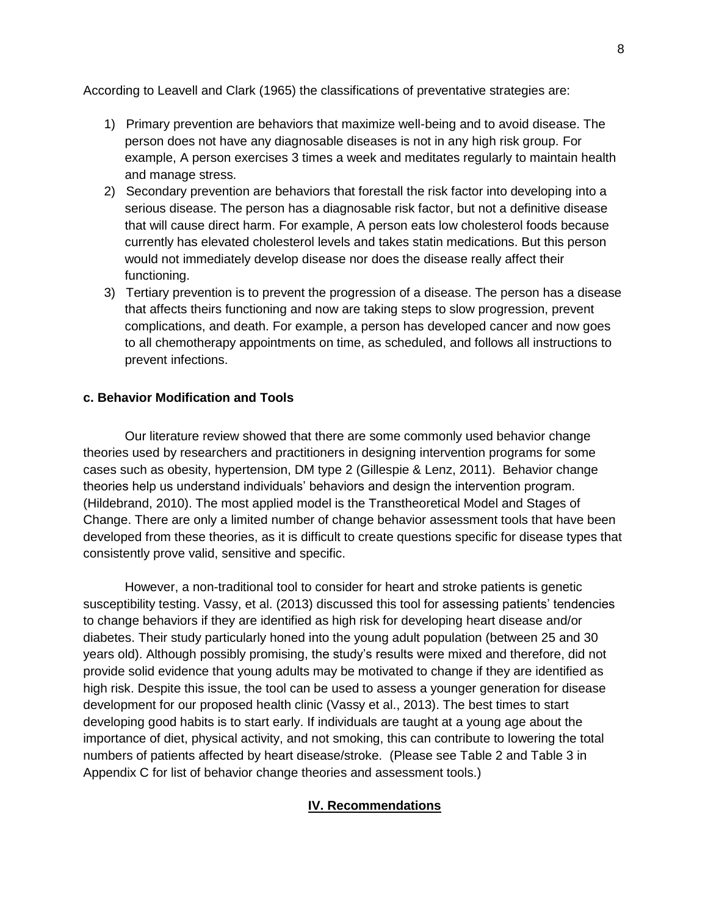According to Leavell and Clark (1965) the classifications of preventative strategies are:

1) Primary prevention are behaviors that maximize well-being and to avoid disease. The person does not have any diagnosable diseases is not in any high risk group. For example, A person exercises 3 times a week and meditates regularly to maintain health and manage stress.
2) Secondary prevention are behaviors that forestall the risk factor into developing into a serious disease. The person has a diagnosable risk factor, but not a definitive disease that will cause direct harm. For example, A person eats low cholesterol foods because currently has elevated cholesterol levels and takes statin medications. But this person would not immediately develop disease nor does the disease really affect their functioning.
3) Tertiary prevention is to prevent the progression of a disease. The person has a disease that affects theirs functioning and now are taking steps to slow progression, prevent complications, and death. For example, a person has developed cancer and now goes to all chemotherapy appointments on time, as scheduled, and follows all instructions to prevent infections.

### c. Behavior Modification and Tools

Our literature review showed that there are some commonly used behavior change theories used by researchers and practitioners in designing intervention programs for some cases such as obesity, hypertension, DM type 2 (Gillespie & Lenz, 2011). Behavior change theories help us understand individuals' behaviors and design the intervention program. (Hildebrand, 2010). The most applied model is the Transtheoretical Model and Stages of Change. There are only a limited number of change behavior assessment tools that have been developed from these theories, as it is difficult to create questions specific for disease types that consistently prove valid, sensitive and specific.

However, a non-traditional tool to consider for heart and stroke patients is genetic susceptibility testing. Vassy, et al. (2013) discussed this tool for assessing patients' tendencies to change behaviors if they are identified as high risk for developing heart disease and/or diabetes. Their study particularly honed into the young adult population (between 25 and 30 years old). Although possibly promising, the study's results were mixed and therefore, did not provide solid evidence that young adults may be motivated to change if they are identified as high risk. Despite this issue, the tool can be used to assess a younger generation for disease development for our proposed health clinic (Vassy et al., 2013). The best times to start developing good habits is to start early. If individuals are taught at a young age about the importance of diet, physical activity, and not smoking, this can contribute to lowering the total numbers of patients affected by heart disease/stroke. (Please see Table 2 and Table 3 in Appendix C for list of behavior change theories and assessment tools.)

## IV. Recommendations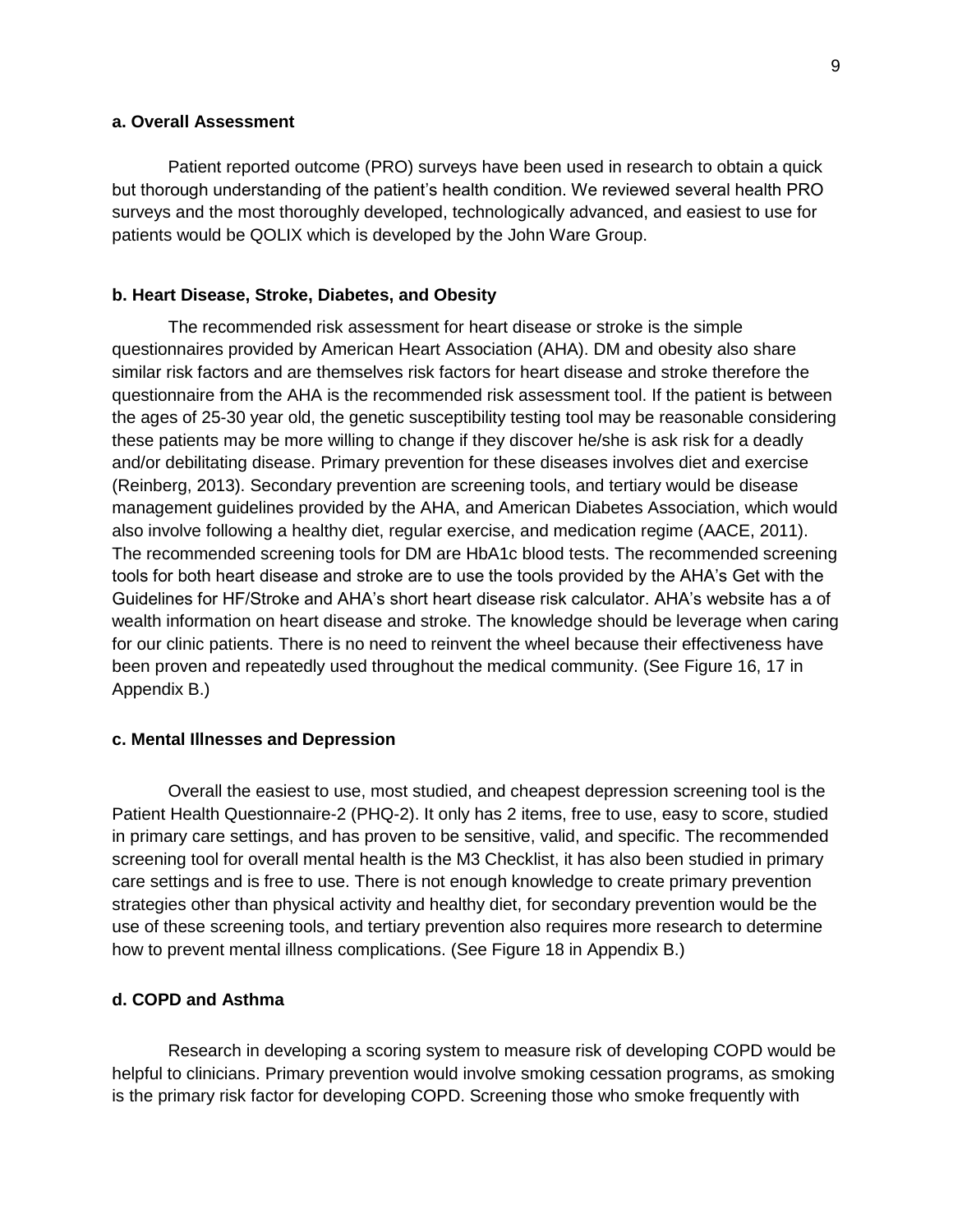**a. Overall Assessment**

Patient reported outcome (PRO) surveys have been used in research to obtain a quick but thorough understanding of the patient's health condition. We reviewed several health PRO surveys and the most thoroughly developed, technologically advanced, and easiest to use for patients would be QOLIX which is developed by the John Ware Group.

**b. Heart Disease, Stroke, Diabetes, and Obesity**

The recommended risk assessment for heart disease or stroke is the simple questionnaires provided by American Heart Association (AHA). DM and obesity also share similar risk factors and are themselves risk factors for heart disease and stroke therefore the questionnaire from the AHA is the recommended risk assessment tool. If the patient is between the ages of 25-30 year old, the genetic susceptibility testing tool may be reasonable considering these patients may be more willing to change if they discover he/she is ask risk for a deadly and/or debilitating disease. Primary prevention for these diseases involves diet and exercise (Reinberg, 2013). Secondary prevention are screening tools, and tertiary would be disease management guidelines provided by the AHA, and American Diabetes Association, which would also involve following a healthy diet, regular exercise, and medication regime (AACE, 2011). The recommended screening tools for DM are HbA1c blood tests. The recommended screening tools for both heart disease and stroke are to use the tools provided by the AHA's Get with the Guidelines for HF/Stroke and AHA's short heart disease risk calculator. AHA's website has a of wealth information on heart disease and stroke. The knowledge should be leverage when caring for our clinic patients. There is no need to reinvent the wheel because their effectiveness have been proven and repeatedly used throughout the medical community. (See Figure 16, 17 in Appendix B.)

**c. Mental Illnesses and Depression**

Overall the easiest to use, most studied, and cheapest depression screening tool is the Patient Health Questionnaire-2 (PHQ-2). It only has 2 items, free to use, easy to score, studied in primary care settings, and has proven to be sensitive, valid, and specific. The recommended screening tool for overall mental health is the M3 Checklist, it has also been studied in primary care settings and is free to use. There is not enough knowledge to create primary prevention strategies other than physical activity and healthy diet, for secondary prevention would be the use of these screening tools, and tertiary prevention also requires more research to determine how to prevent mental illness complications. (See Figure 18 in Appendix B.)

**d. COPD and Asthma**

Research in developing a scoring system to measure risk of developing COPD would be helpful to clinicians. Primary prevention would involve smoking cessation programs, as smoking is the primary risk factor for developing COPD. Screening those who smoke frequently with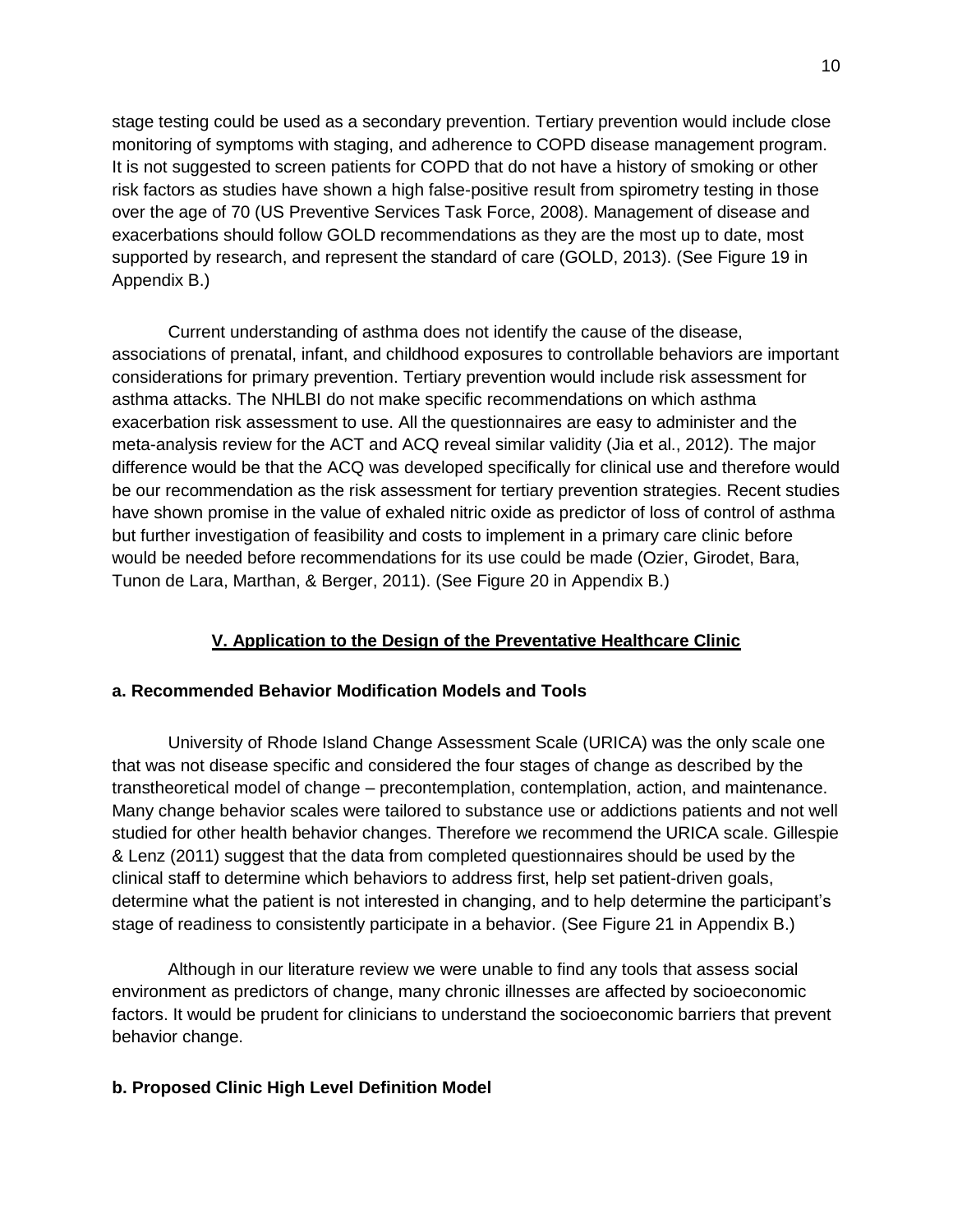stage testing could be used as a secondary prevention. Tertiary prevention would include close monitoring of symptoms with staging, and adherence to COPD disease management program. It is not suggested to screen patients for COPD that do not have a history of smoking or other risk factors as studies have shown a high false-positive result from spirometry testing in those over the age of 70 (US Preventive Services Task Force, 2008). Management of disease and exacerbations should follow GOLD recommendations as they are the most up to date, most supported by research, and represent the standard of care (GOLD, 2013). (See Figure 19 in Appendix B.)

Current understanding of asthma does not identify the cause of the disease, associations of prenatal, infant, and childhood exposures to controllable behaviors are important considerations for primary prevention. Tertiary prevention would include risk assessment for asthma attacks. The NHLBI do not make specific recommendations on which asthma exacerbation risk assessment to use. All the questionnaires are easy to administer and the meta-analysis review for the ACT and ACQ reveal similar validity (Jia et al., 2012). The major difference would be that the ACQ was developed specifically for clinical use and therefore would be our recommendation as the risk assessment for tertiary prevention strategies. Recent studies have shown promise in the value of exhaled nitric oxide as predictor of loss of control of asthma but further investigation of feasibility and costs to implement in a primary care clinic before would be needed before recommendations for its use could be made (Ozier, Girodet, Bara, Tunon de Lara, Marthan, & Berger, 2011). (See Figure 20 in Appendix B.)

## V. Application to the Design of the Preventative Healthcare Clinic

### a. Recommended Behavior Modification Models and Tools

University of Rhode Island Change Assessment Scale (URICA) was the only scale one that was not disease specific and considered the four stages of change as described by the transtheoretical model of change – precontemplation, contemplation, action, and maintenance. Many change behavior scales were tailored to substance use or addictions patients and not well studied for other health behavior changes. Therefore we recommend the URICA scale. Gillespie & Lenz (2011) suggest that the data from completed questionnaires should be used by the clinical staff to determine which behaviors to address first, help set patient-driven goals, determine what the patient is not interested in changing, and to help determine the participant's stage of readiness to consistently participate in a behavior. (See Figure 21 in Appendix B.)

Although in our literature review we were unable to find any tools that assess social environment as predictors of change, many chronic illnesses are affected by socioeconomic factors. It would be prudent for clinicians to understand the socioeconomic barriers that prevent behavior change.

### b. Proposed Clinic High Level Definition Model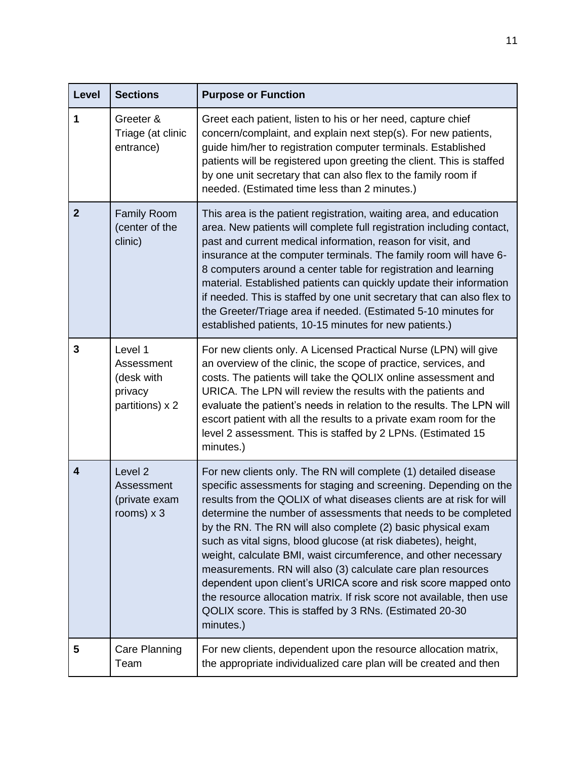| Level | Sections | Purpose or Function |
|---|---|---|
| 1 | Greeter & Triage (at clinic entrance) | Greet each patient, listen to his or her need, capture chief concern/complaint, and explain next step(s). For new patients, guide him/her to registration computer terminals. Established patients will be registered upon greeting the client. This is staffed by one unit secretary that can also flex to the family room if needed. (Estimated time less than 2 minutes.) |
| 2 | Family Room (center of the clinic) | This area is the patient registration, waiting area, and education area. New patients will complete full registration including contact, past and current medical information, reason for visit, and insurance at the computer terminals. The family room will have 6-8 computers around a center table for registration and learning material. Established patients can quickly update their information if needed. This is staffed by one unit secretary that can also flex to the Greeter/Triage area if needed. (Estimated 5-10 minutes for established patients, 10-15 minutes for new patients.) |
| 3 | Level 1 Assessment (desk with privacy partitions) x 2 | For new clients only. A Licensed Practical Nurse (LPN) will give an overview of the clinic, the scope of practice, services, and costs. The patients will take the QOLIX online assessment and URICA. The LPN will review the results with the patients and evaluate the patient's needs in relation to the results. The LPN will escort patient with all the results to a private exam room for the level 2 assessment. This is staffed by 2 LPNs. (Estimated 15 minutes.) |
| 4 | Level 2 Assessment (private exam rooms) x 3 | For new clients only. The RN will complete (1) detailed disease specific assessments for staging and screening. Depending on the results from the QOLIX of what diseases clients are at risk for will determine the number of assessments that needs to be completed by the RN. The RN will also complete (2) basic physical exam such as vital signs, blood glucose (at risk diabetes), height, weight, calculate BMI, waist circumference, and other necessary measurements. RN will also (3) calculate care plan resources dependent upon client's URICA score and risk score mapped onto the resource allocation matrix. If risk score not available, then use QOLIX score. This is staffed by 3 RNs. (Estimated 20-30 minutes.) |
| 5 | Care Planning Team | For new clients, dependent upon the resource allocation matrix, the appropriate individualized care plan will be created and then |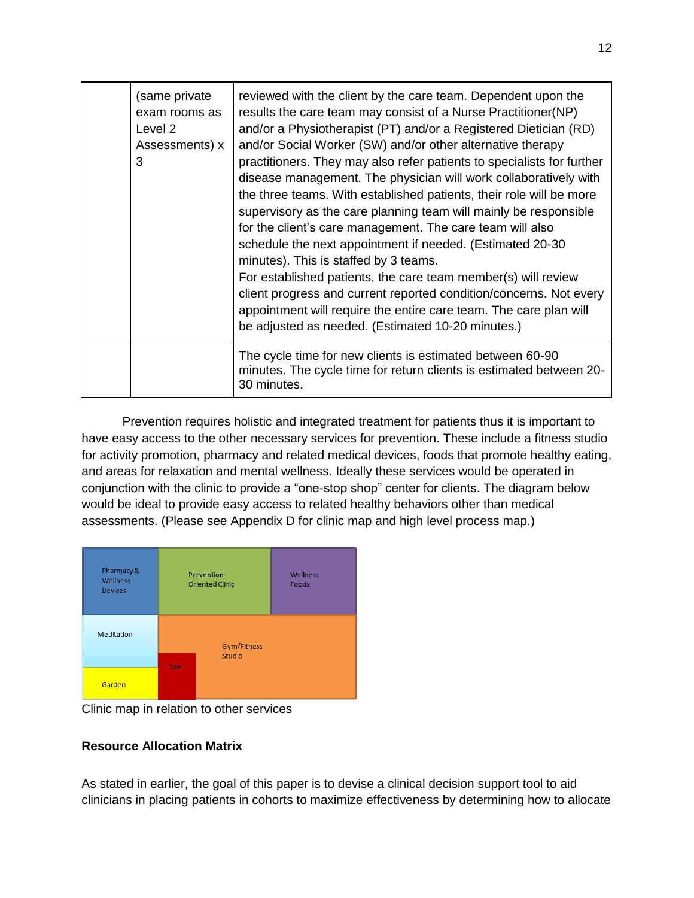| | (same private exam rooms as Level 2 Assessments) x 3 | reviewed with the client by the care team. Dependent upon the results the care team may consist of a Nurse Practitioner(NP) and/or a Physiotherapist (PT) and/or a Registered Dietician (RD) and/or Social Worker (SW) and/or other alternative therapy practitioners. They may also refer patients to specialists for further disease management. The physician will work collaboratively with the three teams. With established patients, their role will be more supervisory as the care planning team will mainly be responsible for the client's care management. The care team will also schedule the next appointment if needed. (Estimated 20-30 minutes). This is staffed by 3 teams.<br>For established patients, the care team member(s) will review client progress and current reported condition/concerns. Not every appointment will require the entire care team. The care plan will be adjusted as needed. (Estimated 10-20 minutes.) |
|---|---|---|
| | | The cycle time for new clients is estimated between 60-90 minutes. The cycle time for return clients is estimated between 20-30 minutes. |

Prevention requires holistic and integrated treatment for patients thus it is important to have easy access to the other necessary services for prevention. These include a fitness studio for activity promotion, pharmacy and related medical devices, foods that promote healthy eating, and areas for relaxation and mental wellness. Ideally these services would be operated in conjunction with the clinic to provide a "one-stop shop" center for clients. The diagram below would be ideal to provide easy access to related healthy behaviors other than medical assessments. (Please see Appendix D for clinic map and high level process map.)

Clinic map in relation to other services

**Resource Allocation Matrix**

As stated in earlier, the goal of this paper is to devise a clinical decision support tool to aid clinicians in placing patients in cohorts to maximize effectiveness by determining how to allocate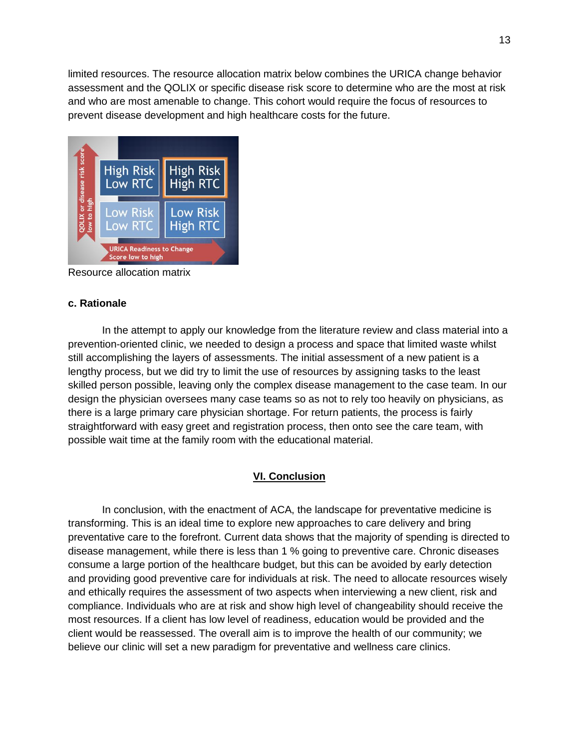limited resources. The resource allocation matrix below combines the URICA change behavior assessment and the QOLIX or specific disease risk score to determine who are the most at risk and who are most amenable to change. This cohort would require the focus of resources to prevent disease development and high healthcare costs for the future.

| QOLIX or disease risk score low to high | | |
|---|---|---|
| | High Risk Low RTC | High Risk High RTC |
| | Low Risk Low RTC | Low Risk High RTC |
| | URICA Readiness to Change Score low to high | |

Resource allocation matrix

**c. Rationale**

In the attempt to apply our knowledge from the literature review and class material into a prevention-oriented clinic, we needed to design a process and space that limited waste whilst still accomplishing the layers of assessments. The initial assessment of a new patient is a lengthy process, but we did try to limit the use of resources by assigning tasks to the least skilled person possible, leaving only the complex disease management to the case team. In our design the physician oversees many case teams so as not to rely too heavily on physicians, as there is a large primary care physician shortage. For return patients, the process is fairly straightforward with easy greet and registration process, then onto see the care team, with possible wait time at the family room with the educational material.

## VI. Conclusion

In conclusion, with the enactment of ACA, the landscape for preventative medicine is transforming. This is an ideal time to explore new approaches to care delivery and bring preventative care to the forefront. Current data shows that the majority of spending is directed to disease management, while there is less than 1 % going to preventive care. Chronic diseases consume a large portion of the healthcare budget, but this can be avoided by early detection and providing good preventive care for individuals at risk. The need to allocate resources wisely and ethically requires the assessment of two aspects when interviewing a new client, risk and compliance. Individuals who are at risk and show high level of changeability should receive the most resources. If a client has low level of readiness, education would be provided and the client would be reassessed. The overall aim is to improve the health of our community; we believe our clinic will set a new paradigm for preventative and wellness care clinics.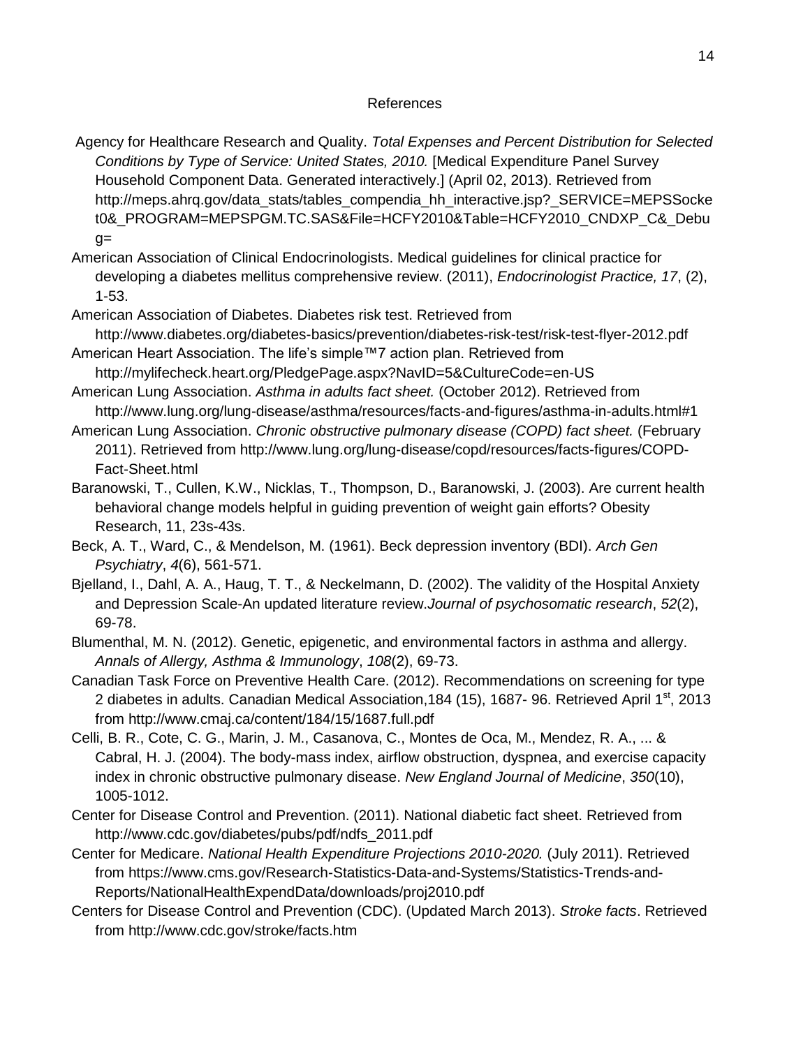## References

Agency for Healthcare Research and Quality. *Total Expenses and Percent Distribution for Selected Conditions by Type of Service: United States, 2010.* [Medical Expenditure Panel Survey Household Component Data. Generated interactively.] (April 02, 2013). Retrieved from http://meps.ahrq.gov/data_stats/tables_compendia_hh_interactive.jsp?_SERVICE=MEPSSocket0&_PROGRAM=MEPSPGM.TC.SAS&File=HCFY2010&Table=HCFY2010_CNDXP_C&_Debug=

American Association of Clinical Endocrinologists. Medical guidelines for clinical practice for developing a diabetes mellitus comprehensive review. (2011), *Endocrinologist Practice, 17*, (2), 1-53.

American Association of Diabetes. Diabetes risk test. Retrieved from http://www.diabetes.org/diabetes-basics/prevention/diabetes-risk-test/risk-test-flyer-2012.pdf

American Heart Association. The life's simple™7 action plan. Retrieved from http://mylifecheck.heart.org/PledgePage.aspx?NavID=5&CultureCode=en-US

American Lung Association. *Asthma in adults fact sheet.* (October 2012). Retrieved from http://www.lung.org/lung-disease/asthma/resources/facts-and-figures/asthma-in-adults.html#1

American Lung Association. *Chronic obstructive pulmonary disease (COPD) fact sheet.* (February 2011). Retrieved from http://www.lung.org/lung-disease/copd/resources/facts-figures/COPD-Fact-Sheet.html

Baranowski, T., Cullen, K.W., Nicklas, T., Thompson, D., Baranowski, J. (2003). Are current health behavioral change models helpful in guiding prevention of weight gain efforts? Obesity Research, 11, 23s-43s.

Beck, A. T., Ward, C., & Mendelson, M. (1961). Beck depression inventory (BDI). *Arch Gen Psychiatry*, *4*(6), 561-571.

Bjelland, I., Dahl, A. A., Haug, T. T., & Neckelmann, D. (2002). The validity of the Hospital Anxiety and Depression Scale-An updated literature review.*Journal of psychosomatic research*, *52*(2), 69-78.

Blumenthal, M. N. (2012). Genetic, epigenetic, and environmental factors in asthma and allergy. *Annals of Allergy, Asthma & Immunology*, *108*(2), 69-73.

Canadian Task Force on Preventive Health Care. (2012). Recommendations on screening for type 2 diabetes in adults. Canadian Medical Association,184 (15), 1687- 96. Retrieved April 1st, 2013 from http://www.cmaj.ca/content/184/15/1687.full.pdf

Celli, B. R., Cote, C. G., Marin, J. M., Casanova, C., Montes de Oca, M., Mendez, R. A., ... & Cabral, H. J. (2004). The body-mass index, airflow obstruction, dyspnea, and exercise capacity index in chronic obstructive pulmonary disease. *New England Journal of Medicine*, *350*(10), 1005-1012.

Center for Disease Control and Prevention. (2011). National diabetic fact sheet. Retrieved from http://www.cdc.gov/diabetes/pubs/pdf/ndfs_2011.pdf

Center for Medicare. *National Health Expenditure Projections 2010-2020.* (July 2011). Retrieved from https://www.cms.gov/Research-Statistics-Data-and-Systems/Statistics-Trends-and-Reports/NationalHealthExpendData/downloads/proj2010.pdf

Centers for Disease Control and Prevention (CDC). (Updated March 2013). *Stroke facts*. Retrieved from http://www.cdc.gov/stroke/facts.htm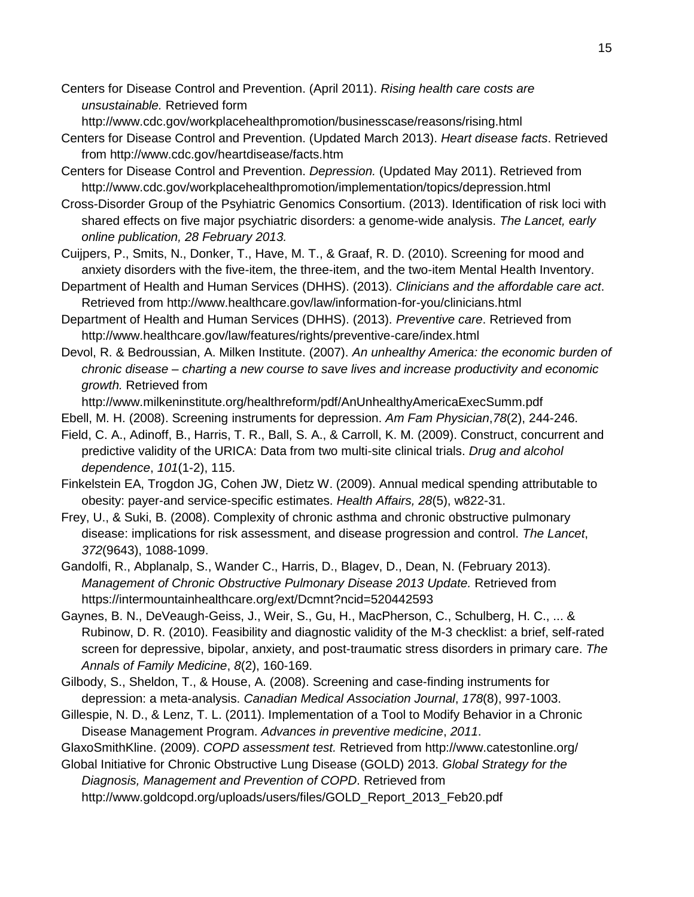Centers for Disease Control and Prevention. (April 2011). *Rising health care costs are unsustainable.* Retrieved form http://www.cdc.gov/workplacehealthpromotion/businesscase/reasons/rising.html

Centers for Disease Control and Prevention. (Updated March 2013). *Heart disease facts*. Retrieved from http://www.cdc.gov/heartdisease/facts.htm

Centers for Disease Control and Prevention. *Depression.* (Updated May 2011). Retrieved from http://www.cdc.gov/workplacehealthpromotion/implementation/topics/depression.html

Cross-Disorder Group of the Psyhiatric Genomics Consortium. (2013). Identification of risk loci with shared effects on five major psychiatric disorders: a genome-wide analysis. *The Lancet, early online publication, 28 February 2013.*

Cuijpers, P., Smits, N., Donker, T., Have, M. T., & Graaf, R. D. (2010). Screening for mood and anxiety disorders with the five-item, the three-item, and the two-item Mental Health Inventory.

Department of Health and Human Services (DHHS). (2013). *Clinicians and the affordable care act*. Retrieved from http://www.healthcare.gov/law/information-for-you/clinicians.html

Department of Health and Human Services (DHHS). (2013). *Preventive care*. Retrieved from http://www.healthcare.gov/law/features/rights/preventive-care/index.html

Devol, R. & Bedroussian, A. Milken Institute. (2007). *An unhealthy America: the economic burden of chronic disease – charting a new course to save lives and increase productivity and economic growth.* Retrieved from http://www.milkeninstitute.org/healthreform/pdf/AnUnhealthyAmericaExecSumm.pdf

Ebell, M. H. (2008). Screening instruments for depression. *Am Fam Physician*,*78*(2), 244-246.

Field, C. A., Adinoff, B., Harris, T. R., Ball, S. A., & Carroll, K. M. (2009). Construct, concurrent and predictive validity of the URICA: Data from two multi-site clinical trials. *Drug and alcohol dependence*, *101*(1-2), 115.

Finkelstein EA, Trogdon JG, Cohen JW, Dietz W. (2009). Annual medical spending attributable to obesity: payer-and service-specific estimates. *Health Affairs, 28*(5), w822-31.

Frey, U., & Suki, B. (2008). Complexity of chronic asthma and chronic obstructive pulmonary disease: implications for risk assessment, and disease progression and control. *The Lancet*, *372*(9643), 1088-1099.

Gandolfi, R., Abplanalp, S., Wander C., Harris, D., Blagev, D., Dean, N. (February 2013). *Management of Chronic Obstructive Pulmonary Disease 2013 Update.* Retrieved from https://intermountainhealthcare.org/ext/Dcmnt?ncid=520442593

Gaynes, B. N., DeVeaugh-Geiss, J., Weir, S., Gu, H., MacPherson, C., Schulberg, H. C., ... & Rubinow, D. R. (2010). Feasibility and diagnostic validity of the M-3 checklist: a brief, self-rated screen for depressive, bipolar, anxiety, and post-traumatic stress disorders in primary care. *The Annals of Family Medicine*, *8*(2), 160-169.

Gilbody, S., Sheldon, T., & House, A. (2008). Screening and case-finding instruments for depression: a meta-analysis. *Canadian Medical Association Journal*, *178*(8), 997-1003.

Gillespie, N. D., & Lenz, T. L. (2011). Implementation of a Tool to Modify Behavior in a Chronic Disease Management Program. *Advances in preventive medicine*, *2011*.

GlaxoSmithKline. (2009). *COPD assessment test.* Retrieved from http://www.catestonline.org/

Global Initiative for Chronic Obstructive Lung Disease (GOLD) 2013. *Global Strategy for the Diagnosis, Management and Prevention of COPD*. Retrieved from http://www.goldcopd.org/uploads/users/files/GOLD_Report_2013_Feb20.pdf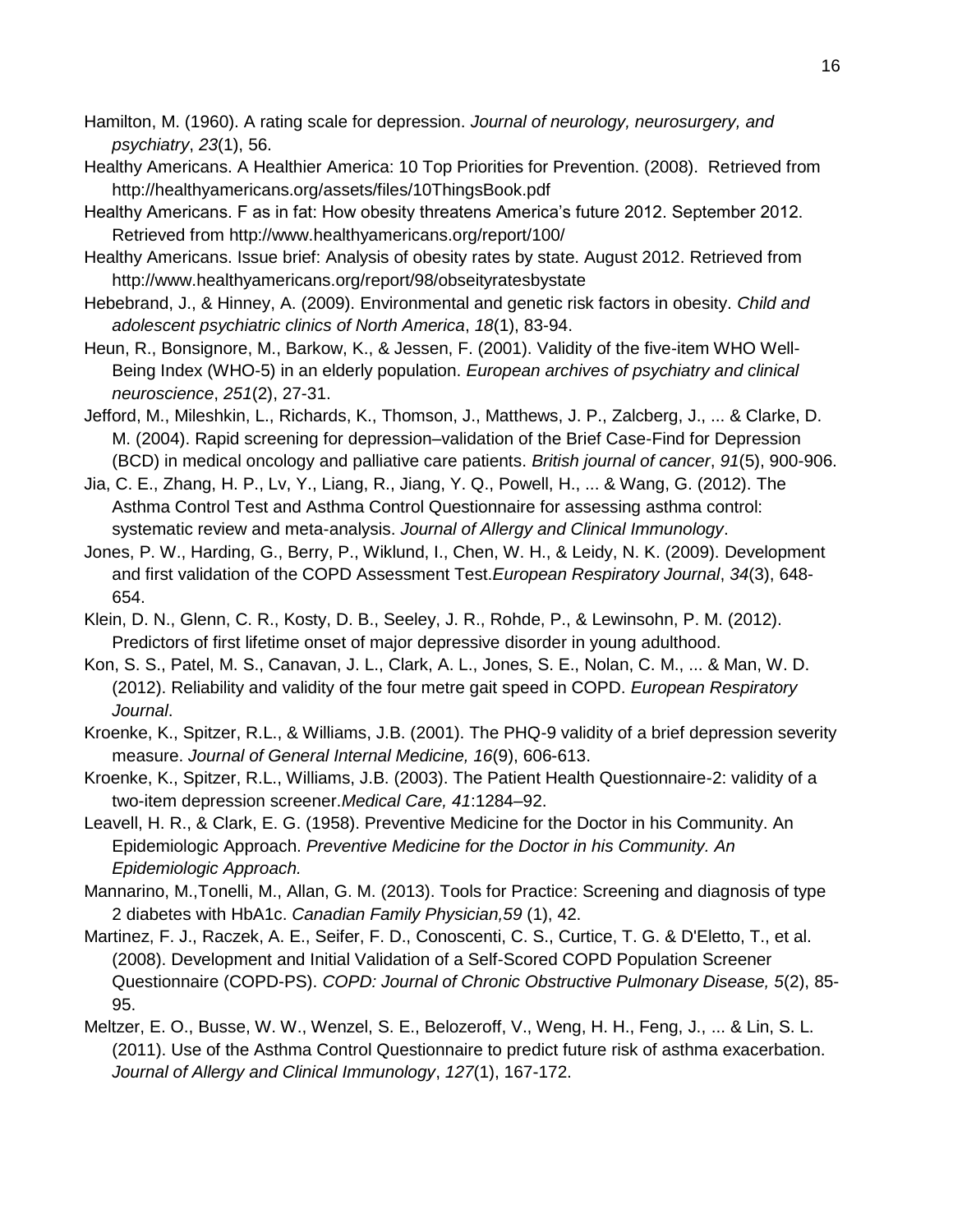Hamilton, M. (1960). A rating scale for depression. *Journal of neurology, neurosurgery, and psychiatry*, *23*(1), 56.

Healthy Americans. A Healthier America: 10 Top Priorities for Prevention. (2008). Retrieved from http://healthyamericans.org/assets/files/10ThingsBook.pdf

Healthy Americans. F as in fat: How obesity threatens America's future 2012. September 2012. Retrieved from http://www.healthyamericans.org/report/100/

Healthy Americans. Issue brief: Analysis of obesity rates by state. August 2012. Retrieved from http://www.healthyamericans.org/report/98/obseityratesbystate

Hebebrand, J., & Hinney, A. (2009). Environmental and genetic risk factors in obesity. *Child and adolescent psychiatric clinics of North America*, *18*(1), 83-94.

Heun, R., Bonsignore, M., Barkow, K., & Jessen, F. (2001). Validity of the five-item WHO Well-Being Index (WHO-5) in an elderly population. *European archives of psychiatry and clinical neuroscience*, *251*(2), 27-31.

Jefford, M., Mileshkin, L., Richards, K., Thomson, J., Matthews, J. P., Zalcberg, J., ... & Clarke, D. M. (2004). Rapid screening for depression–validation of the Brief Case-Find for Depression (BCD) in medical oncology and palliative care patients. *British journal of cancer*, *91*(5), 900-906.

Jia, C. E., Zhang, H. P., Lv, Y., Liang, R., Jiang, Y. Q., Powell, H., ... & Wang, G. (2012). The Asthma Control Test and Asthma Control Questionnaire for assessing asthma control: systematic review and meta-analysis. *Journal of Allergy and Clinical Immunology*.

Jones, P. W., Harding, G., Berry, P., Wiklund, I., Chen, W. H., & Leidy, N. K. (2009). Development and first validation of the COPD Assessment Test.*European Respiratory Journal*, *34*(3), 648-654.

Klein, D. N., Glenn, C. R., Kosty, D. B., Seeley, J. R., Rohde, P., & Lewinsohn, P. M. (2012). Predictors of first lifetime onset of major depressive disorder in young adulthood.

Kon, S. S., Patel, M. S., Canavan, J. L., Clark, A. L., Jones, S. E., Nolan, C. M., ... & Man, W. D. (2012). Reliability and validity of the four metre gait speed in COPD. *European Respiratory Journal*.

Kroenke, K., Spitzer, R.L., & Williams, J.B. (2001). The PHQ-9 validity of a brief depression severity measure. *Journal of General Internal Medicine, 16*(9), 606-613.

Kroenke, K., Spitzer, R.L., Williams, J.B. (2003). The Patient Health Questionnaire-2: validity of a two-item depression screener.*Medical Care, 41*:1284–92.

Leavell, H. R., & Clark, E. G. (1958). Preventive Medicine for the Doctor in his Community. An Epidemiologic Approach. *Preventive Medicine for the Doctor in his Community. An Epidemiologic Approach.*

Mannarino, M.,Tonelli, M., Allan, G. M. (2013). Tools for Practice: Screening and diagnosis of type 2 diabetes with HbA1c. *Canadian Family Physician,59* (1), 42.

Martinez, F. J., Raczek, A. E., Seifer, F. D., Conoscenti, C. S., Curtice, T. G. & D'Eletto, T., et al. (2008). Development and Initial Validation of a Self-Scored COPD Population Screener Questionnaire (COPD-PS). *COPD: Journal of Chronic Obstructive Pulmonary Disease, 5*(2), 85-95.

Meltzer, E. O., Busse, W. W., Wenzel, S. E., Belozeroff, V., Weng, H. H., Feng, J., ... & Lin, S. L. (2011). Use of the Asthma Control Questionnaire to predict future risk of asthma exacerbation. *Journal of Allergy and Clinical Immunology*, *127*(1), 167-172.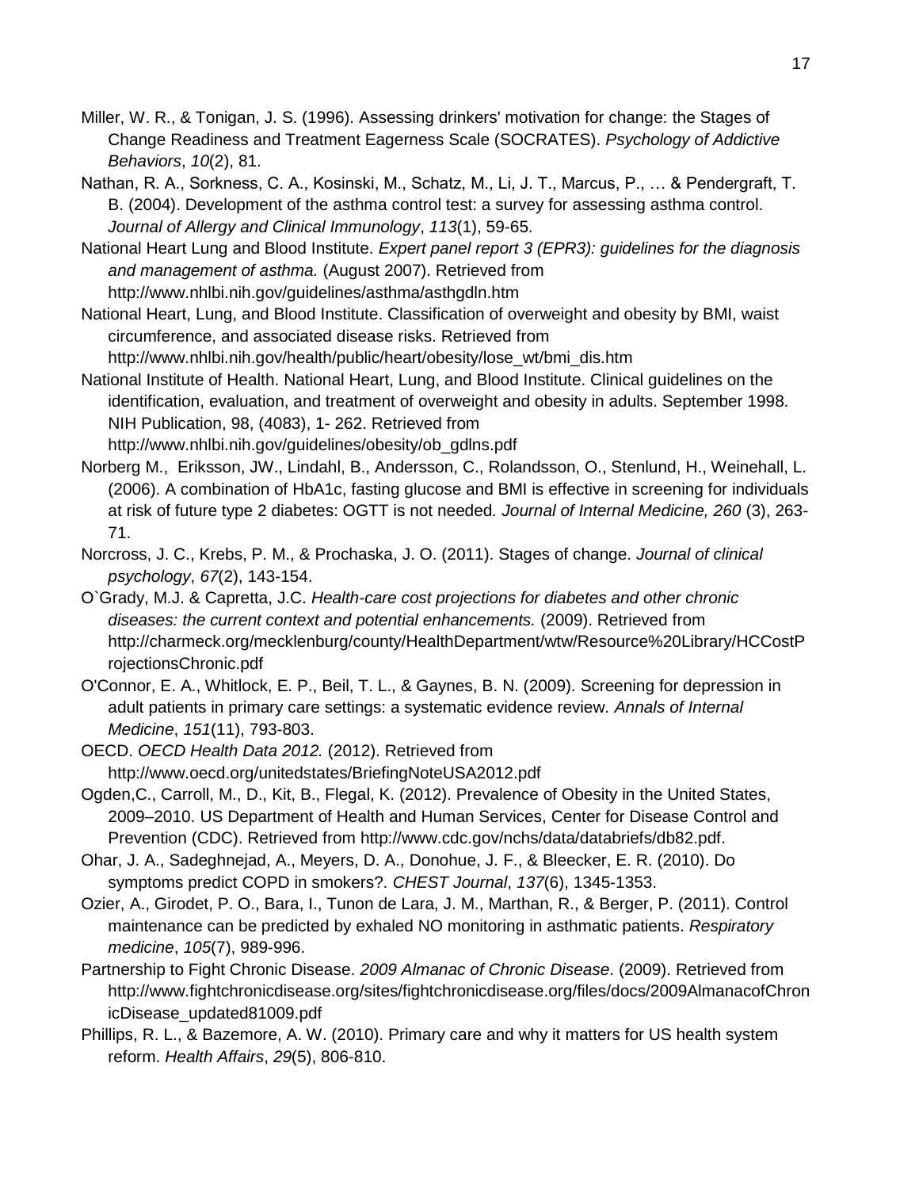Miller, W. R., & Tonigan, J. S. (1996). Assessing drinkers' motivation for change: the Stages of Change Readiness and Treatment Eagerness Scale (SOCRATES). *Psychology of Addictive Behaviors*, *10*(2), 81.

Nathan, R. A., Sorkness, C. A., Kosinski, M., Schatz, M., Li, J. T., Marcus, P., … & Pendergraft, T. B. (2004). Development of the asthma control test: a survey for assessing asthma control. *Journal of Allergy and Clinical Immunology*, *113*(1), 59-65.

National Heart Lung and Blood Institute. *Expert panel report 3 (EPR3): guidelines for the diagnosis and management of asthma.* (August 2007). Retrieved from http://www.nhlbi.nih.gov/guidelines/asthma/asthgdln.htm

National Heart, Lung, and Blood Institute. Classification of overweight and obesity by BMI, waist circumference, and associated disease risks. Retrieved from http://www.nhlbi.nih.gov/health/public/heart/obesity/lose_wt/bmi_dis.htm

National Institute of Health. National Heart, Lung, and Blood Institute. Clinical guidelines on the identification, evaluation, and treatment of overweight and obesity in adults. September 1998. NIH Publication, 98, (4083), 1- 262. Retrieved from http://www.nhlbi.nih.gov/guidelines/obesity/ob_gdlns.pdf

Norberg M., Eriksson, JW., Lindahl, B., Andersson, C., Rolandsson, O., Stenlund, H., Weinehall, L. (2006). A combination of HbA1c, fasting glucose and BMI is effective in screening for individuals at risk of future type 2 diabetes: OGTT is not needed*. Journal of Internal Medicine, 260* (3), 263-71.

Norcross, J. C., Krebs, P. M., & Prochaska, J. O. (2011). Stages of change. *Journal of clinical psychology*, *67*(2), 143-154.

O`Grady, M.J. & Capretta, J.C. *Health-care cost projections for diabetes and other chronic diseases: the current context and potential enhancements.* (2009). Retrieved from http://charmeck.org/mecklenburg/county/HealthDepartment/wtw/Resource%20Library/HCCostProjectionsChronic.pdf

O'Connor, E. A., Whitlock, E. P., Beil, T. L., & Gaynes, B. N. (2009). Screening for depression in adult patients in primary care settings: a systematic evidence review. *Annals of Internal Medicine*, *151*(11), 793-803.

OECD. *OECD Health Data 2012.* (2012). Retrieved from http://www.oecd.org/unitedstates/BriefingNoteUSA2012.pdf

Ogden,C., Carroll, M., D., Kit, B., Flegal, K. (2012). Prevalence of Obesity in the United States, 2009–2010. US Department of Health and Human Services, Center for Disease Control and Prevention (CDC). Retrieved from http://www.cdc.gov/nchs/data/databriefs/db82.pdf.

Ohar, J. A., Sadeghnejad, A., Meyers, D. A., Donohue, J. F., & Bleecker, E. R. (2010). Do symptoms predict COPD in smokers?. *CHEST Journal*, *137*(6), 1345-1353.

Ozier, A., Girodet, P. O., Bara, I., Tunon de Lara, J. M., Marthan, R., & Berger, P. (2011). Control maintenance can be predicted by exhaled NO monitoring in asthmatic patients. *Respiratory medicine*, *105*(7), 989-996.

Partnership to Fight Chronic Disease. *2009 Almanac of Chronic Disease*. (2009). Retrieved from http://www.fightchronicdisease.org/sites/fightchronicdisease.org/files/docs/2009AlmanacofChronicDisease_updated81009.pdf

Phillips, R. L., & Bazemore, A. W. (2010). Primary care and why it matters for US health system reform. *Health Affairs*, *29*(5), 806-810.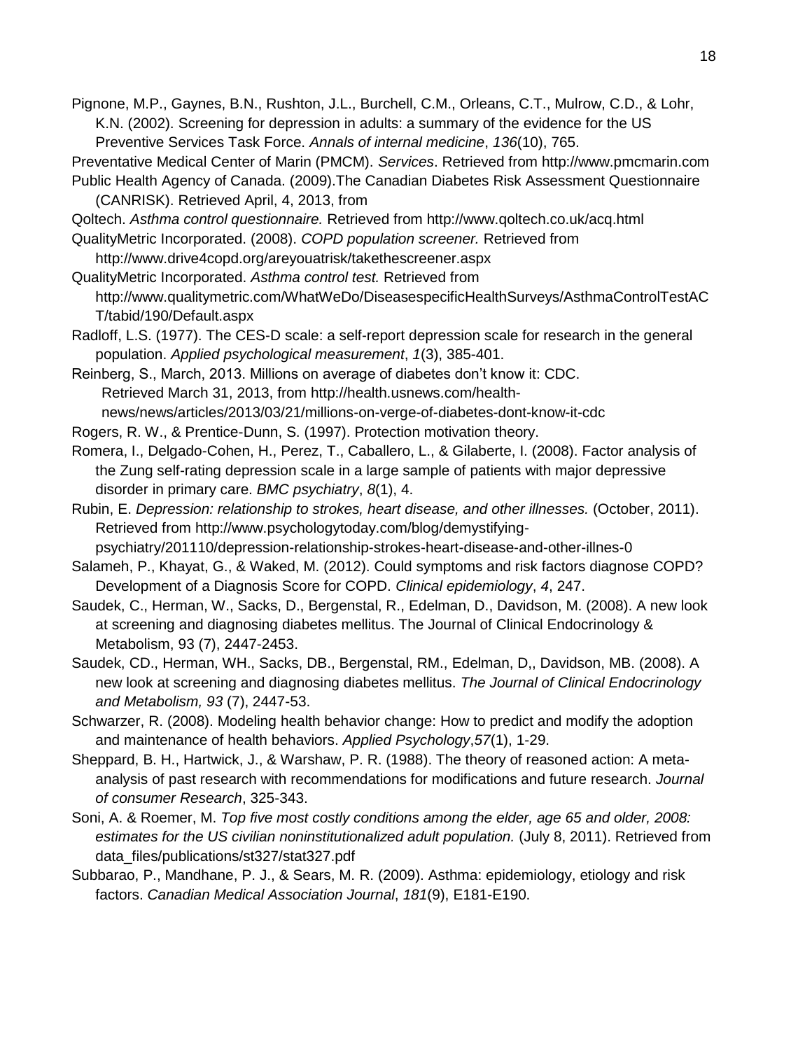Pignone, M.P., Gaynes, B.N., Rushton, J.L., Burchell, C.M., Orleans, C.T., Mulrow, C.D., & Lohr, K.N. (2002). Screening for depression in adults: a summary of the evidence for the US Preventive Services Task Force. *Annals of internal medicine*, *136*(10), 765.

Preventative Medical Center of Marin (PMCM). *Services*. Retrieved from http://www.pmcmarin.com

Public Health Agency of Canada. (2009).The Canadian Diabetes Risk Assessment Questionnaire (CANRISK). Retrieved April, 4, 2013, from

Qoltech. *Asthma control questionnaire.* Retrieved from http://www.qoltech.co.uk/acq.html

QualityMetric Incorporated. (2008). *COPD population screener.* Retrieved from http://www.drive4copd.org/areyouatrisk/takethescreener.aspx

QualityMetric Incorporated. *Asthma control test.* Retrieved from http://www.qualitymetric.com/WhatWeDo/DiseasespecificHealthSurveys/AsthmaControlTestACT/tabid/190/Default.aspx

Radloff, L.S. (1977). The CES-D scale: a self-report depression scale for research in the general population. *Applied psychological measurement*, *1*(3), 385-401.

Reinberg, S., March, 2013. Millions on average of diabetes don't know it: CDC. Retrieved March 31, 2013, from http://health.usnews.com/health-news/news/articles/2013/03/21/millions-on-verge-of-diabetes-dont-know-it-cdc

Rogers, R. W., & Prentice-Dunn, S. (1997). Protection motivation theory.

Romera, I., Delgado-Cohen, H., Perez, T., Caballero, L., & Gilaberte, I. (2008). Factor analysis of the Zung self-rating depression scale in a large sample of patients with major depressive disorder in primary care. *BMC psychiatry*, *8*(1), 4.

Rubin, E. *Depression: relationship to strokes, heart disease, and other illnesses.* (October, 2011). Retrieved from http://www.psychologytoday.com/blog/demystifying-psychiatry/201110/depression-relationship-strokes-heart-disease-and-other-illnes-0

Salameh, P., Khayat, G., & Waked, M. (2012). Could symptoms and risk factors diagnose COPD? Development of a Diagnosis Score for COPD. *Clinical epidemiology*, *4*, 247.

Saudek, C., Herman, W., Sacks, D., Bergenstal, R., Edelman, D., Davidson, M. (2008). A new look at screening and diagnosing diabetes mellitus. The Journal of Clinical Endocrinology & Metabolism, 93 (7), 2447-2453.

Saudek, CD., Herman, WH., Sacks, DB., Bergenstal, RM., Edelman, D,, Davidson, MB. (2008). A new look at screening and diagnosing diabetes mellitus. *The Journal of Clinical Endocrinology and Metabolism, 93* (7), 2447-53.

Schwarzer, R. (2008). Modeling health behavior change: How to predict and modify the adoption and maintenance of health behaviors. *Applied Psychology*,*57*(1), 1-29.

Sheppard, B. H., Hartwick, J., & Warshaw, P. R. (1988). The theory of reasoned action: A meta-analysis of past research with recommendations for modifications and future research. *Journal of consumer Research*, 325-343.

Soni, A. & Roemer, M. *Top five most costly conditions among the elder, age 65 and older, 2008: estimates for the US civilian noninstitutionalized adult population.* (July 8, 2011). Retrieved from data_files/publications/st327/stat327.pdf

Subbarao, P., Mandhane, P. J., & Sears, M. R. (2009). Asthma: epidemiology, etiology and risk factors. *Canadian Medical Association Journal*, *181*(9), E181-E190.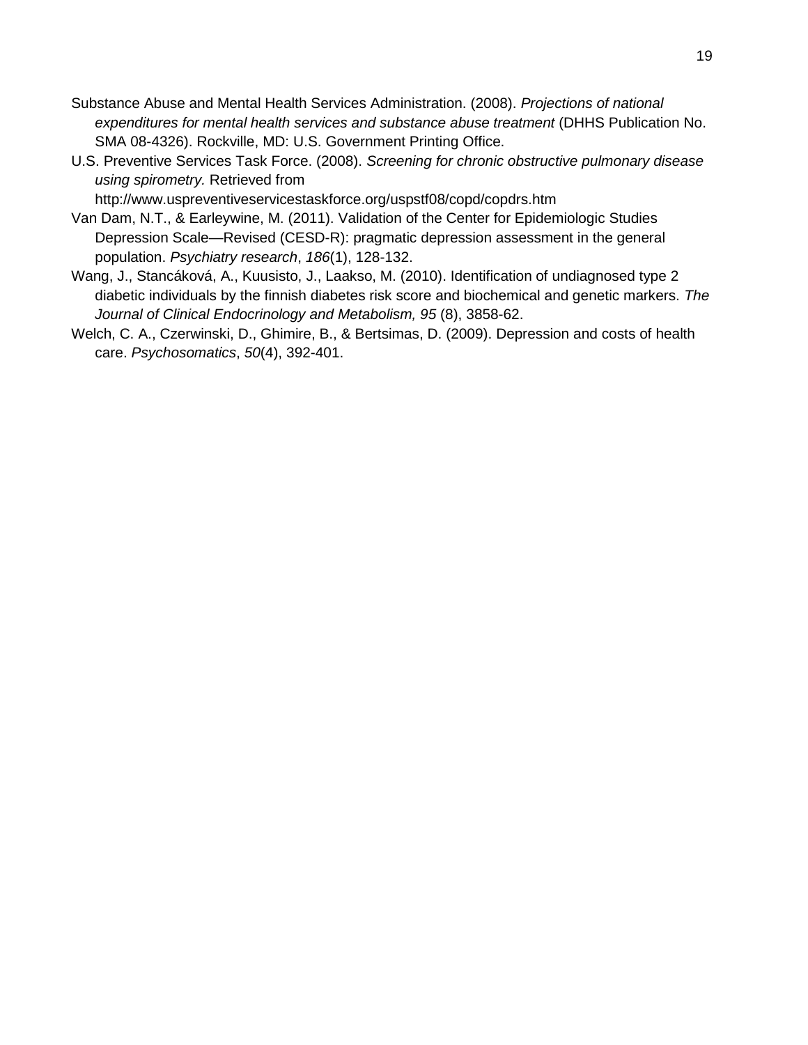Substance Abuse and Mental Health Services Administration. (2008). *Projections of national expenditures for mental health services and substance abuse treatment* (DHHS Publication No. SMA 08-4326). Rockville, MD: U.S. Government Printing Office.

U.S. Preventive Services Task Force. (2008). *Screening for chronic obstructive pulmonary disease using spirometry.* Retrieved from http://www.uspreventiveservicestaskforce.org/uspstf08/copd/copdrs.htm

Van Dam, N.T., & Earleywine, M. (2011). Validation of the Center for Epidemiologic Studies Depression Scale—Revised (CESD-R): pragmatic depression assessment in the general population. *Psychiatry research*, *186*(1), 128-132.

Wang, J., Stancáková, A., Kuusisto, J., Laakso, M. (2010). Identification of undiagnosed type 2 diabetic individuals by the finnish diabetes risk score and biochemical and genetic markers. *The Journal of Clinical Endocrinology and Metabolism, 95* (8), 3858-62.

Welch, C. A., Czerwinski, D., Ghimire, B., & Bertsimas, D. (2009). Depression and costs of health care. *Psychosomatics*, *50*(4), 392-401.